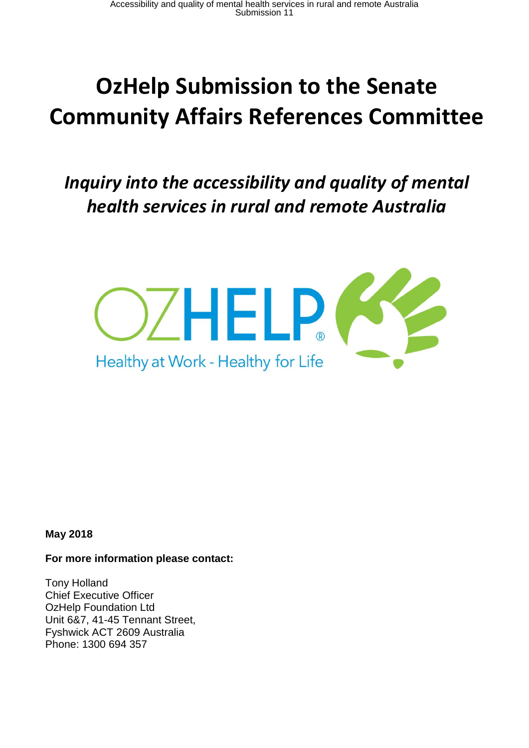# OzHelp Submission to the Senate Community Affairs References Committee

## *Inquiry into the accessibility and quality of mental health services in rural and remote Australia*

**May 2018**

**For more information please contact:**

Tony Holland
Chief Executive Officer
OzHelp Foundation Ltd
Unit 6&7, 41-45 Tennant Street,
Fyshwick ACT 2609 Australia
Phone: 1300 694 357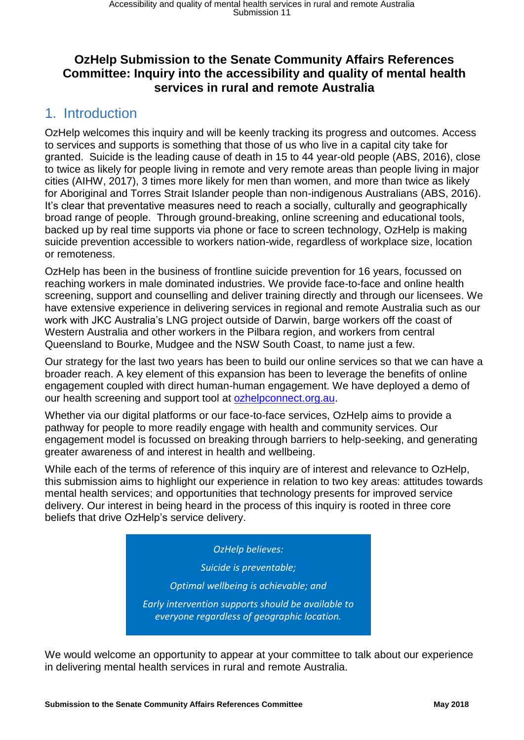# OzHelp Submission to the Senate Community Affairs References Committee: Inquiry into the accessibility and quality of mental health services in rural and remote Australia

## 1. Introduction

OzHelp welcomes this inquiry and will be keenly tracking its progress and outcomes. Access to services and supports is something that those of us who live in a capital city take for granted. Suicide is the leading cause of death in 15 to 44 year-old people (ABS, 2016), close to twice as likely for people living in remote and very remote areas than people living in major cities (AIHW, 2017), 3 times more likely for men than women, and more than twice as likely for Aboriginal and Torres Strait Islander people than non-indigenous Australians (ABS, 2016). It's clear that preventative measures need to reach a socially, culturally and geographically broad range of people. Through ground-breaking, online screening and educational tools, backed up by real time supports via phone or face to screen technology, OzHelp is making suicide prevention accessible to workers nation-wide, regardless of workplace size, location or remoteness.

OzHelp has been in the business of frontline suicide prevention for 16 years, focussed on reaching workers in male dominated industries. We provide face-to-face and online health screening, support and counselling and deliver training directly and through our licensees. We have extensive experience in delivering services in regional and remote Australia such as our work with JKC Australia's LNG project outside of Darwin, barge workers off the coast of Western Australia and other workers in the Pilbara region, and workers from central Queensland to Bourke, Mudgee and the NSW South Coast, to name just a few.

Our strategy for the last two years has been to build our online services so that we can have a broader reach. A key element of this expansion has been to leverage the benefits of online engagement coupled with direct human-human engagement. We have deployed a demo of our health screening and support tool at [ozhelpconnect.org.au](http://ozhelpconnect.org.au).

Whether via our digital platforms or our face-to-face services, OzHelp aims to provide a pathway for people to more readily engage with health and community services. Our engagement model is focussed on breaking through barriers to help-seeking, and generating greater awareness of and interest in health and wellbeing.

While each of the terms of reference of this inquiry are of interest and relevance to OzHelp, this submission aims to highlight our experience in relation to two key areas: attitudes towards mental health services; and opportunities that technology presents for improved service delivery. Our interest in being heard in the process of this inquiry is rooted in three core beliefs that drive OzHelp's service delivery.

> *OzHelp believes:*
>
> *Suicide is preventable;*
>
> *Optimal wellbeing is achievable; and*
>
> *Early intervention supports should be available to everyone regardless of geographic location.*

We would welcome an opportunity to appear at your committee to talk about our experience in delivering mental health services in rural and remote Australia.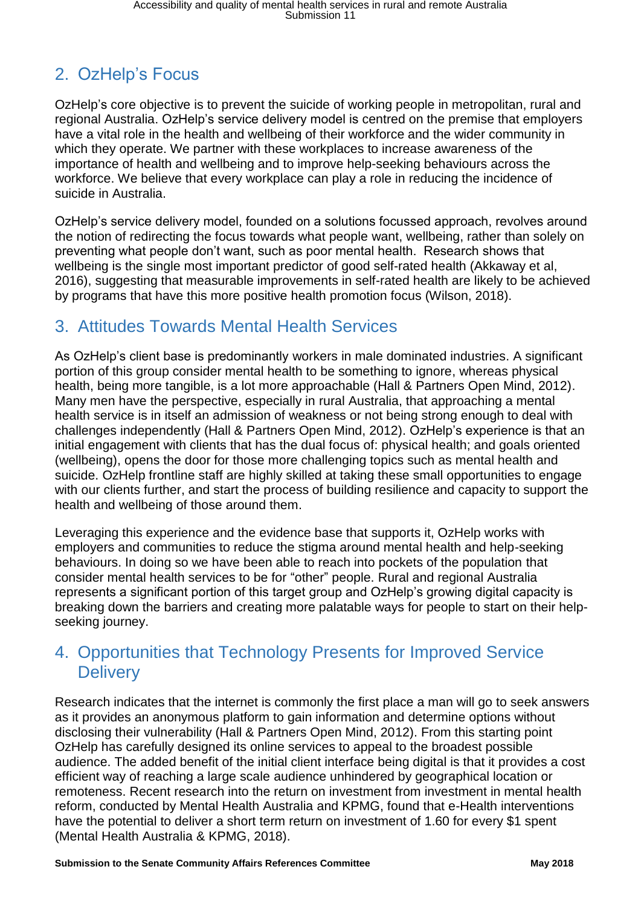## 2. OzHelp's Focus

OzHelp's core objective is to prevent the suicide of working people in metropolitan, rural and regional Australia. OzHelp's service delivery model is centred on the premise that employers have a vital role in the health and wellbeing of their workforce and the wider community in which they operate. We partner with these workplaces to increase awareness of the importance of health and wellbeing and to improve help-seeking behaviours across the workforce. We believe that every workplace can play a role in reducing the incidence of suicide in Australia.

OzHelp's service delivery model, founded on a solutions focussed approach, revolves around the notion of redirecting the focus towards what people want, wellbeing, rather than solely on preventing what people don't want, such as poor mental health. Research shows that wellbeing is the single most important predictor of good self-rated health (Akkaway et al, 2016), suggesting that measurable improvements in self-rated health are likely to be achieved by programs that have this more positive health promotion focus (Wilson, 2018).

## 3. Attitudes Towards Mental Health Services

As OzHelp's client base is predominantly workers in male dominated industries. A significant portion of this group consider mental health to be something to ignore, whereas physical health, being more tangible, is a lot more approachable (Hall & Partners Open Mind, 2012). Many men have the perspective, especially in rural Australia, that approaching a mental health service is in itself an admission of weakness or not being strong enough to deal with challenges independently (Hall & Partners Open Mind, 2012). OzHelp's experience is that an initial engagement with clients that has the dual focus of: physical health; and goals oriented (wellbeing), opens the door for those more challenging topics such as mental health and suicide. OzHelp frontline staff are highly skilled at taking these small opportunities to engage with our clients further, and start the process of building resilience and capacity to support the health and wellbeing of those around them.

Leveraging this experience and the evidence base that supports it, OzHelp works with employers and communities to reduce the stigma around mental health and help-seeking behaviours. In doing so we have been able to reach into pockets of the population that consider mental health services to be for "other" people. Rural and regional Australia represents a significant portion of this target group and OzHelp's growing digital capacity is breaking down the barriers and creating more palatable ways for people to start on their help-seeking journey.

## 4. Opportunities that Technology Presents for Improved Service Delivery

Research indicates that the internet is commonly the first place a man will go to seek answers as it provides an anonymous platform to gain information and determine options without disclosing their vulnerability (Hall & Partners Open Mind, 2012). From this starting point OzHelp has carefully designed its online services to appeal to the broadest possible audience. The added benefit of the initial client interface being digital is that it provides a cost efficient way of reaching a large scale audience unhindered by geographical location or remoteness. Recent research into the return on investment from investment in mental health reform, conducted by Mental Health Australia and KPMG, found that e-Health interventions have the potential to deliver a short term return on investment of 1.60 for every $1 spent (Mental Health Australia & KPMG, 2018).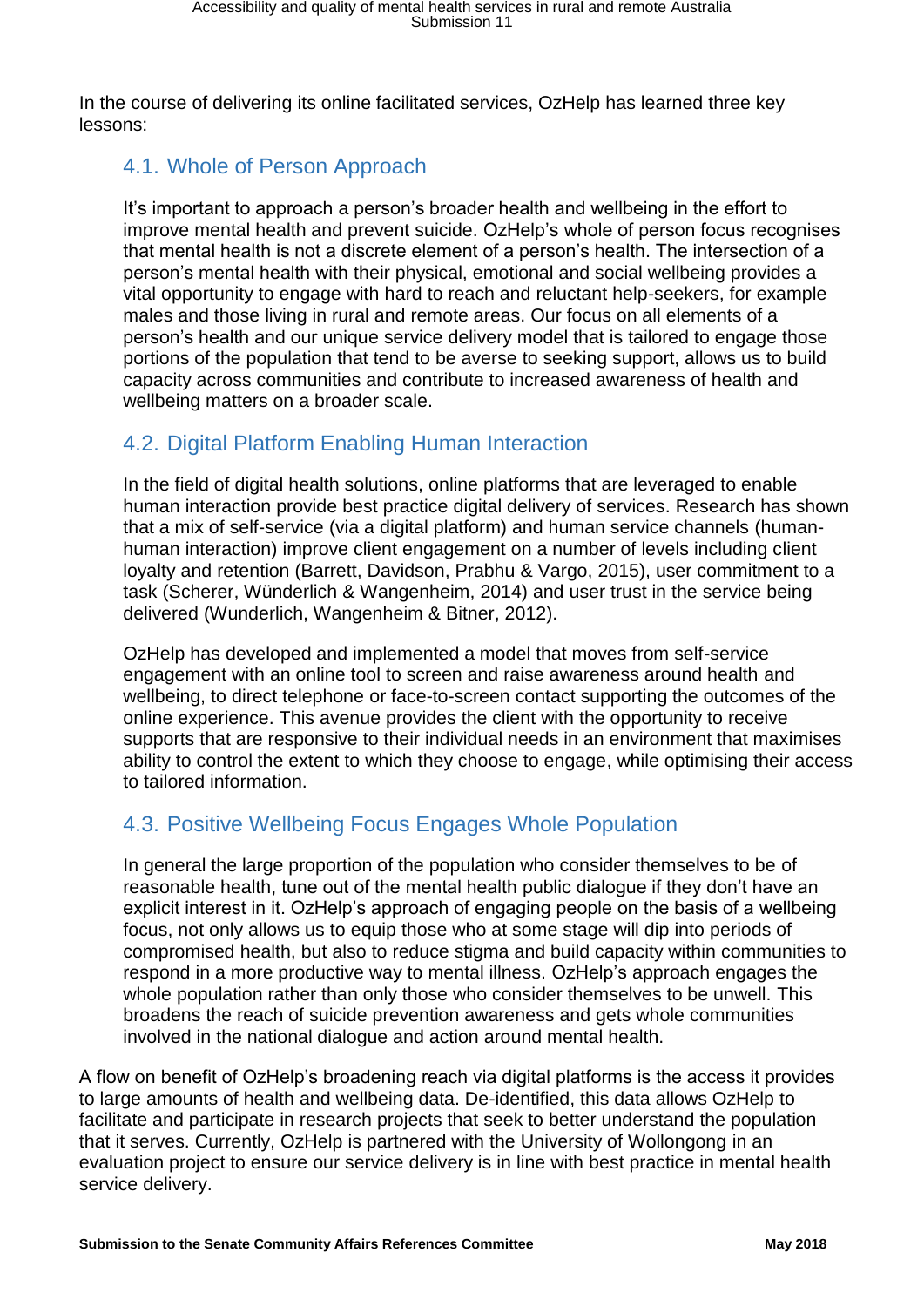In the course of delivering its online facilitated services, OzHelp has learned three key lessons:

### 4.1. Whole of Person Approach

It's important to approach a person's broader health and wellbeing in the effort to improve mental health and prevent suicide. OzHelp's whole of person focus recognises that mental health is not a discrete element of a person's health. The intersection of a person's mental health with their physical, emotional and social wellbeing provides a vital opportunity to engage with hard to reach and reluctant help-seekers, for example males and those living in rural and remote areas. Our focus on all elements of a person's health and our unique service delivery model that is tailored to engage those portions of the population that tend to be averse to seeking support, allows us to build capacity across communities and contribute to increased awareness of health and wellbeing matters on a broader scale.

### 4.2. Digital Platform Enabling Human Interaction

In the field of digital health solutions, online platforms that are leveraged to enable human interaction provide best practice digital delivery of services. Research has shown that a mix of self-service (via a digital platform) and human service channels (human-human interaction) improve client engagement on a number of levels including client loyalty and retention (Barrett, Davidson, Prabhu & Vargo, 2015), user commitment to a task (Scherer, Wünderlich & Wangenheim, 2014) and user trust in the service being delivered (Wunderlich, Wangenheim & Bitner, 2012).

OzHelp has developed and implemented a model that moves from self-service engagement with an online tool to screen and raise awareness around health and wellbeing, to direct telephone or face-to-screen contact supporting the outcomes of the online experience. This avenue provides the client with the opportunity to receive supports that are responsive to their individual needs in an environment that maximises ability to control the extent to which they choose to engage, while optimising their access to tailored information.

### 4.3. Positive Wellbeing Focus Engages Whole Population

In general the large proportion of the population who consider themselves to be of reasonable health, tune out of the mental health public dialogue if they don't have an explicit interest in it. OzHelp's approach of engaging people on the basis of a wellbeing focus, not only allows us to equip those who at some stage will dip into periods of compromised health, but also to reduce stigma and build capacity within communities to respond in a more productive way to mental illness. OzHelp's approach engages the whole population rather than only those who consider themselves to be unwell. This broadens the reach of suicide prevention awareness and gets whole communities involved in the national dialogue and action around mental health.

A flow on benefit of OzHelp's broadening reach via digital platforms is the access it provides to large amounts of health and wellbeing data. De-identified, this data allows OzHelp to facilitate and participate in research projects that seek to better understand the population that it serves. Currently, OzHelp is partnered with the University of Wollongong in an evaluation project to ensure our service delivery is in line with best practice in mental health service delivery.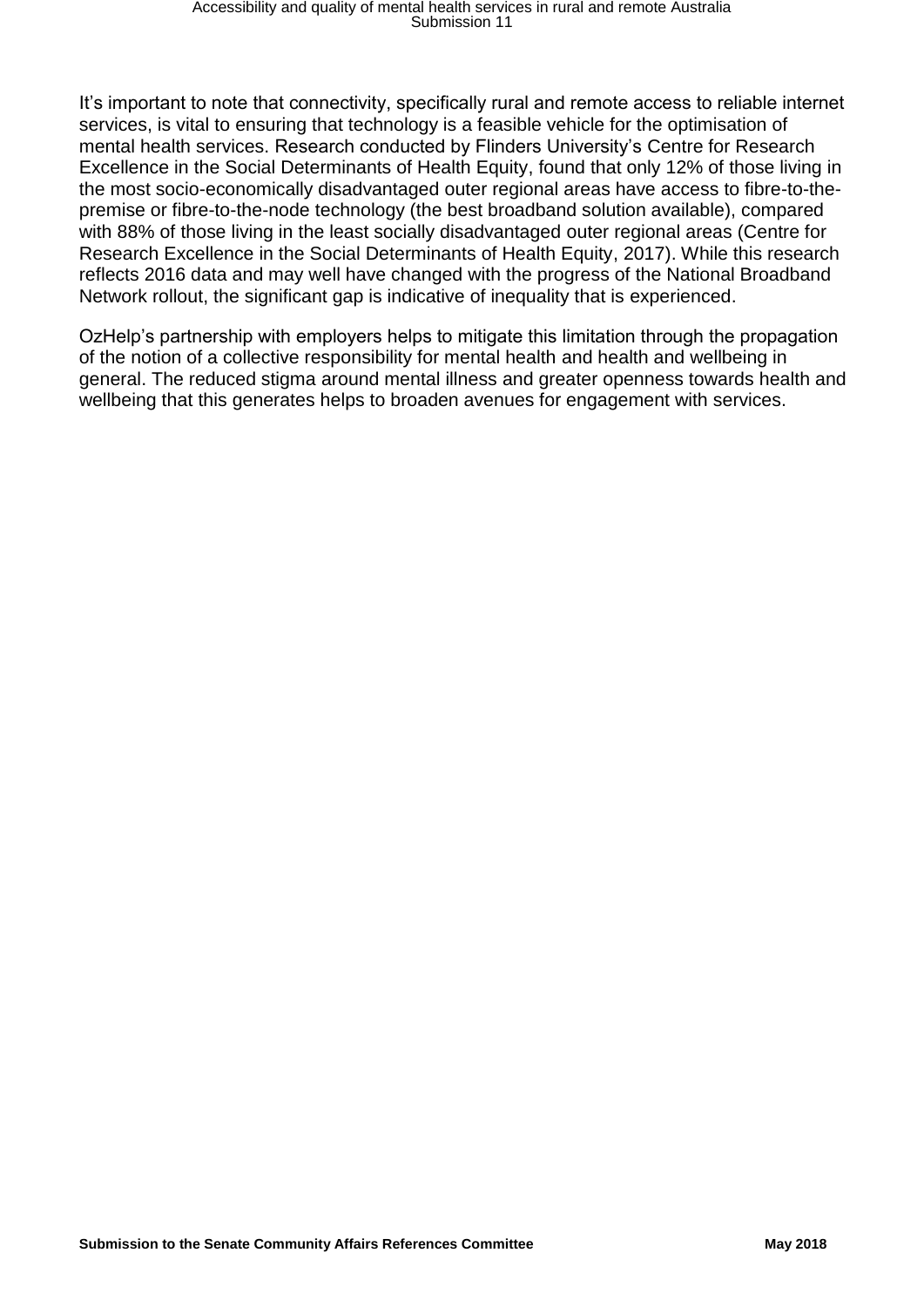It's important to note that connectivity, specifically rural and remote access to reliable internet services, is vital to ensuring that technology is a feasible vehicle for the optimisation of mental health services. Research conducted by Flinders University's Centre for Research Excellence in the Social Determinants of Health Equity, found that only 12% of those living in the most socio-economically disadvantaged outer regional areas have access to fibre-to-the-premise or fibre-to-the-node technology (the best broadband solution available), compared with 88% of those living in the least socially disadvantaged outer regional areas (Centre for Research Excellence in the Social Determinants of Health Equity, 2017). While this research reflects 2016 data and may well have changed with the progress of the National Broadband Network rollout, the significant gap is indicative of inequality that is experienced.

OzHelp's partnership with employers helps to mitigate this limitation through the propagation of the notion of a collective responsibility for mental health and health and wellbeing in general. The reduced stigma around mental illness and greater openness towards health and wellbeing that this generates helps to broaden avenues for engagement with services.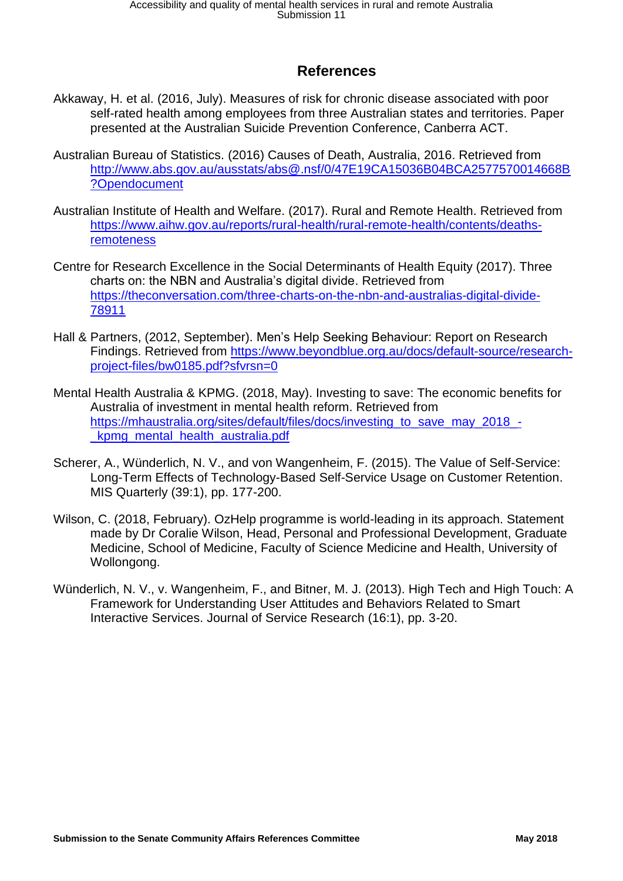## References

Akkaway, H. et al. (2016, July). Measures of risk for chronic disease associated with poor self-rated health among employees from three Australian states and territories. Paper presented at the Australian Suicide Prevention Conference, Canberra ACT.

Australian Bureau of Statistics. (2016) Causes of Death, Australia, 2016. Retrieved from http://www.abs.gov.au/ausstats/abs@.nsf/0/47E19CA15036B04BCA2577570014668B?Opendocument

Australian Institute of Health and Welfare. (2017). Rural and Remote Health. Retrieved from https://www.aihw.gov.au/reports/rural-health/rural-remote-health/contents/deaths-remoteness

Centre for Research Excellence in the Social Determinants of Health Equity (2017). Three charts on: the NBN and Australia's digital divide. Retrieved from https://theconversation.com/three-charts-on-the-nbn-and-australias-digital-divide-78911

Hall & Partners, (2012, September). Men's Help Seeking Behaviour: Report on Research Findings. Retrieved from https://www.beyondblue.org.au/docs/default-source/research-project-files/bw0185.pdf?sfvrsn=0

Mental Health Australia & KPMG. (2018, May). Investing to save: The economic benefits for Australia of investment in mental health reform. Retrieved from https://mhaustralia.org/sites/default/files/docs/investing_to_save_may_2018_-_kpmg_mental_health_australia.pdf

Scherer, A., Wünderlich, N. V., and von Wangenheim, F. (2015). The Value of Self-Service: Long-Term Effects of Technology-Based Self-Service Usage on Customer Retention. MIS Quarterly (39:1), pp. 177-200.

Wilson, C. (2018, February). OzHelp programme is world-leading in its approach. Statement made by Dr Coralie Wilson, Head, Personal and Professional Development, Graduate Medicine, School of Medicine, Faculty of Science Medicine and Health, University of Wollongong.

Wünderlich, N. V., v. Wangenheim, F., and Bitner, M. J. (2013). High Tech and High Touch: A Framework for Understanding User Attitudes and Behaviors Related to Smart Interactive Services. Journal of Service Research (16:1), pp. 3-20.